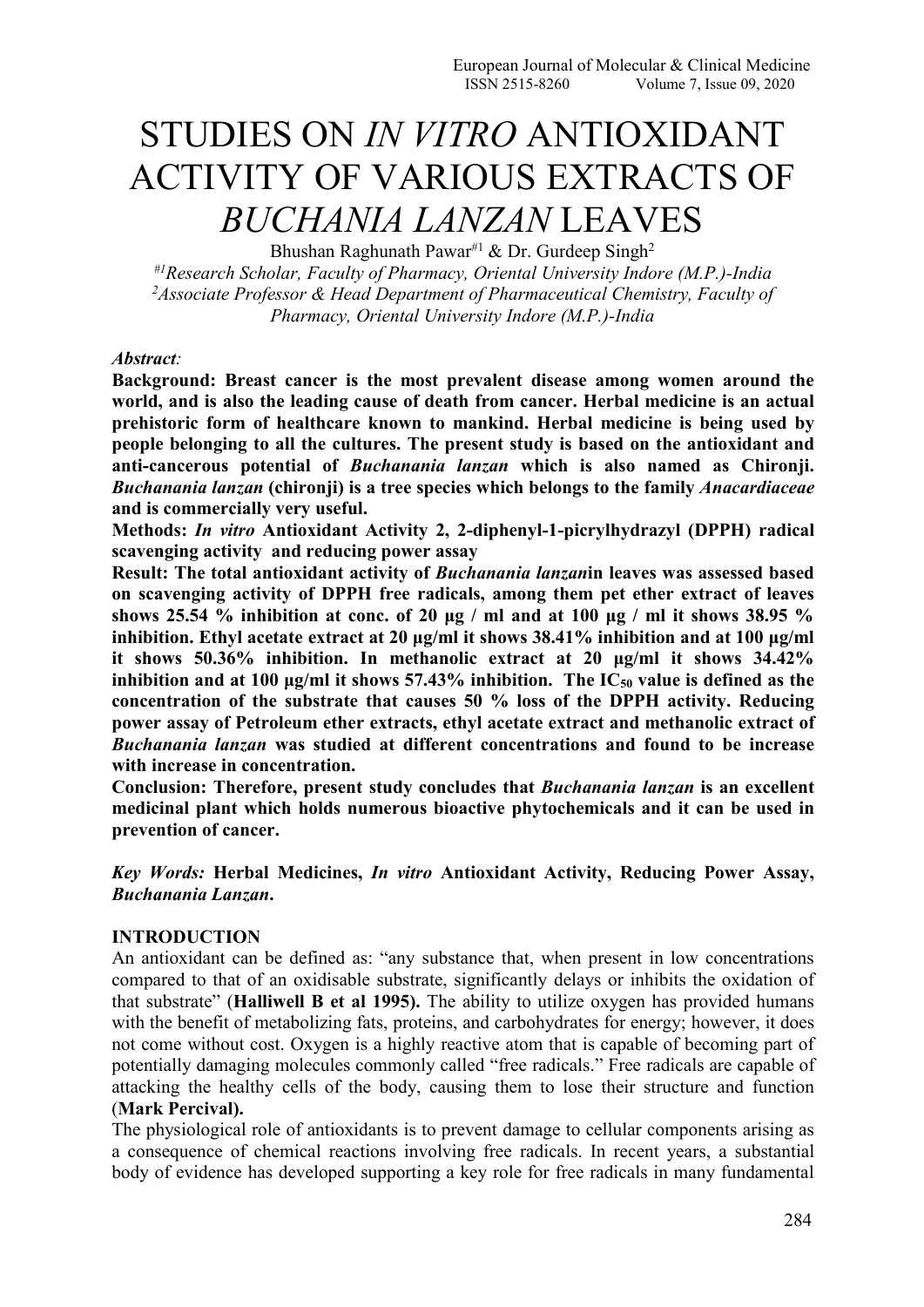# STUDIES ON *IN VITRO* ANTIOXIDANT ACTIVITY OF VARIOUS EXTRACTS OF *BUCHANIA LANZAN* LEAVES

Bhushan Raghunath Pawar[#1] & Dr. Gurdeep Singh[2]

*[#1]Research Scholar, Faculty of Pharmacy, Oriental University Indore (M.P.)-India*
*[2]Associate Professor & Head Department of Pharmaceutical Chemistry, Faculty of Pharmacy, Oriental University Indore (M.P.)-India*

***Abstract*:**

**Background: Breast cancer is the most prevalent disease among women around the world, and is also the leading cause of death from cancer. Herbal medicine is an actual prehistoric form of healthcare known to mankind. Herbal medicine is being used by people belonging to all the cultures. The present study is based on the antioxidant and anti-cancerous potential of *Buchanania lanzan* which is also named as Chironji. *Buchanania lanzan* (chironji) is a tree species which belongs to the family *Anacardiaceae* and is commercially very useful.**

**Methods: *In vitro* Antioxidant Activity 2, 2-diphenyl-1-picrylhydrazyl (DPPH) radical scavenging activity and reducing power assay**

**Result: The total antioxidant activity of *Buchanania lanzan*in leaves was assessed based on scavenging activity of DPPH free radicals, among them pet ether extract of leaves shows 25.54 % inhibition at conc. of 20 µg / ml and at 100 µg / ml it shows 38.95 % inhibition. Ethyl acetate extract at 20 µg/ml it shows 38.41% inhibition and at 100 µg/ml it shows 50.36% inhibition. In methanolic extract at 20 µg/ml it shows 34.42% inhibition and at 100 µg/ml it shows 57.43% inhibition. The $IC_{50}$ value is defined as the concentration of the substrate that causes 50 % loss of the DPPH activity. Reducing power assay of Petroleum ether extracts, ethyl acetate extract and methanolic extract of *Buchanania lanzan* was studied at different concentrations and found to be increase with increase in concentration.**

**Conclusion: Therefore, present study concludes that *Buchanania lanzan* is an excellent medicinal plant which holds numerous bioactive phytochemicals and it can be used in prevention of cancer.**

***Key Words:* Herbal Medicines, *In vitro* Antioxidant Activity, Reducing Power Assay, *Buchanania Lanzan*.**

## INTRODUCTION

An antioxidant can be defined as: "any substance that, when present in low concentrations compared to that of an oxidisable substrate, significantly delays or inhibits the oxidation of that substrate" (**Halliwell B et al 1995).** The ability to utilize oxygen has provided humans with the benefit of metabolizing fats, proteins, and carbohydrates for energy; however, it does not come without cost. Oxygen is a highly reactive atom that is capable of becoming part of potentially damaging molecules commonly called "free radicals." Free radicals are capable of attacking the healthy cells of the body, causing them to lose their structure and function (**Mark Percival).**

The physiological role of antioxidants is to prevent damage to cellular components arising as a consequence of chemical reactions involving free radicals. In recent years, a substantial body of evidence has developed supporting a key role for free radicals in many fundamental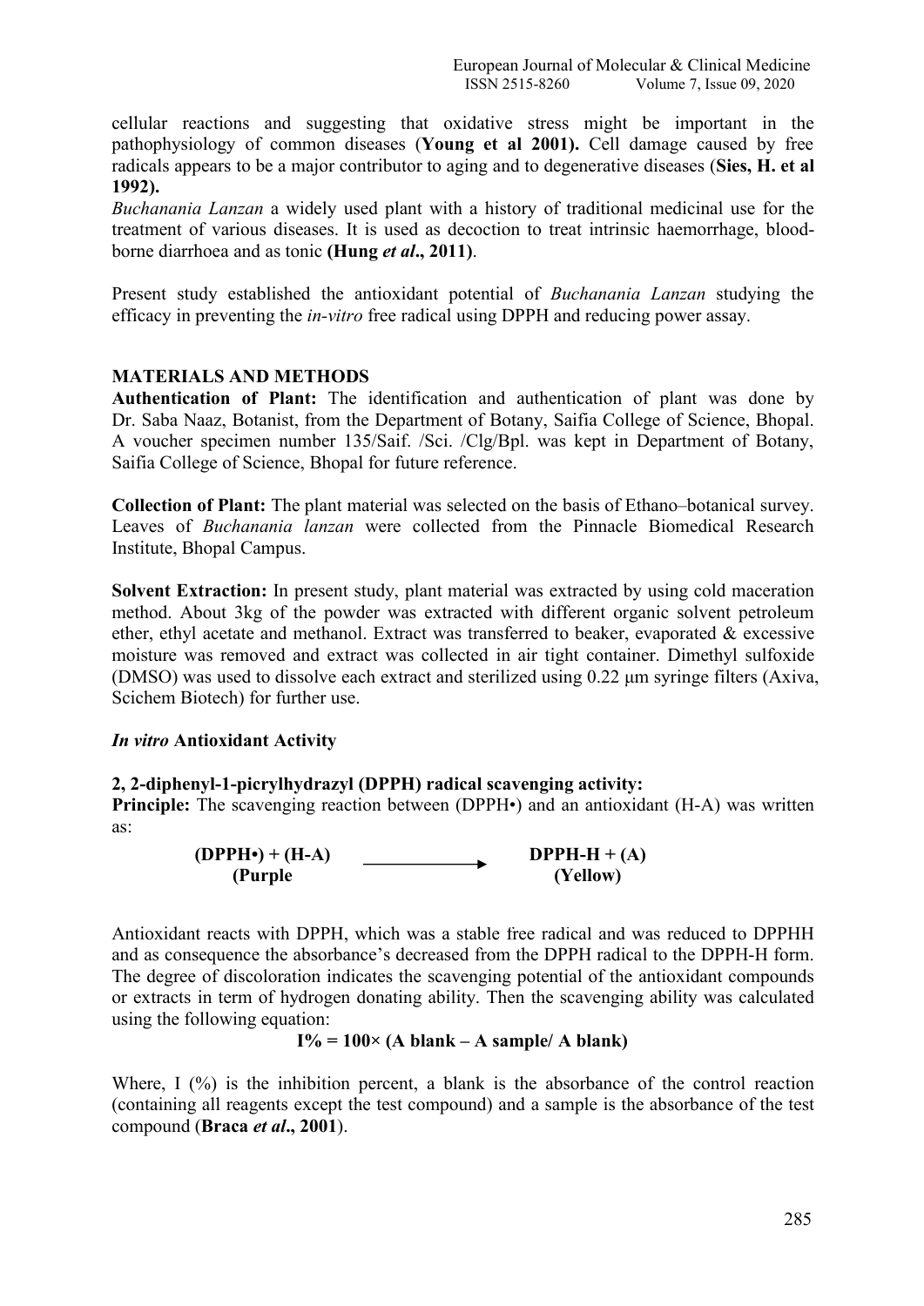cellular reactions and suggesting that oxidative stress might be important in the pathophysiology of common diseases (**Young et al 2001).** Cell damage caused by free radicals appears to be a major contributor to aging and to degenerative diseases (**Sies, H. et al 1992).**

*Buchanania Lanzan* a widely used plant with a history of traditional medicinal use for the treatment of various diseases. It is used as decoction to treat intrinsic haemorrhage, blood-borne diarrhoea and as tonic **(Hung *et al*., 2011)**.

Present study established the antioxidant potential of *Buchanania Lanzan* studying the efficacy in preventing the *in-vitro* free radical using DPPH and reducing power assay.

## MATERIALS AND METHODS

**Authentication of Plant:** The identification and authentication of plant was done by Dr. Saba Naaz, Botanist, from the Department of Botany, Saifia College of Science, Bhopal. A voucher specimen number 135/Saif. /Sci. /Clg/Bpl. was kept in Department of Botany, Saifia College of Science, Bhopal for future reference.

**Collection of Plant:** The plant material was selected on the basis of Ethano–botanical survey. Leaves of *Buchanania lanzan* were collected from the Pinnacle Biomedical Research Institute, Bhopal Campus.

**Solvent Extraction:** In present study, plant material was extracted by using cold maceration method. About 3kg of the powder was extracted with different organic solvent petroleum ether, ethyl acetate and methanol. Extract was transferred to beaker, evaporated & excessive moisture was removed and extract was collected in air tight container. Dimethyl sulfoxide (DMSO) was used to dissolve each extract and sterilized using 0.22 μm syringe filters (Axiva, Scichem Biotech) for further use.

### *In vitro* Antioxidant Activity

**2, 2-diphenyl-1-picrylhydrazyl (DPPH) radical scavenging activity:**

**Principle:** The scavenging reaction between (DPPH•) and an antioxidant (H-A) was written as:

$$\underset{\text{(Purple}}{\textbf{(DPPH•) + (H-A)}} \longrightarrow \underset{\text{(Yellow)}}{\textbf{DPPH-H + (A)}}$$

Antioxidant reacts with DPPH, which was a stable free radical and was reduced to DPPHH and as consequence the absorbance's decreased from the DPPH radical to the DPPH-H form. The degree of discoloration indicates the scavenging potential of the antioxidant compounds or extracts in term of hydrogen donating ability. Then the scavenging ability was calculated using the following equation:

$$I\% = 100\times (A\ blank - A\ sample/\ A\ blank)$$

Where, I (%) is the inhibition percent, a blank is the absorbance of the control reaction (containing all reagents except the test compound) and a sample is the absorbance of the test compound (**Braca *et al*., 2001**).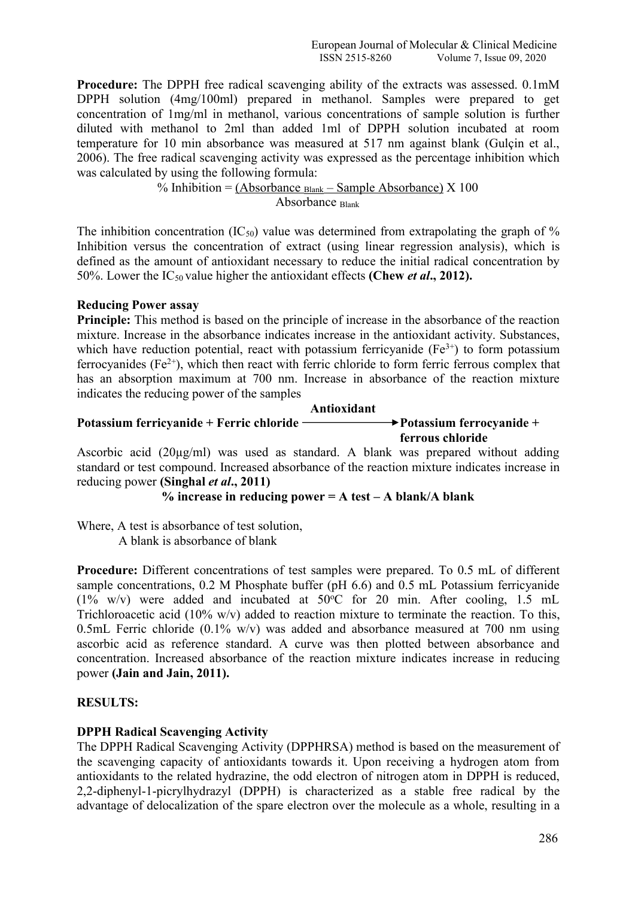**Procedure:** The DPPH free radical scavenging ability of the extracts was assessed. 0.1mM DPPH solution (4mg/100ml) prepared in methanol. Samples were prepared to get concentration of 1mg/ml in methanol, various concentrations of sample solution is further diluted with methanol to 2ml than added 1ml of DPPH solution incubated at room temperature for 10 min absorbance was measured at 517 nm against blank (Gulçin et al., 2006). The free radical scavenging activity was expressed as the percentage inhibition which was calculated by using the following formula:

$$\% \text{ Inhibition} = \frac{(\text{Absorbance}_{\text{Blank}} - \text{Sample Absorbance})}{\text{Absorbance}_{\text{Blank}}} \times 100$$

The inhibition concentration ($IC_{50}$) value was determined from extrapolating the graph of % Inhibition versus the concentration of extract (using linear regression analysis), which is defined as the amount of antioxidant necessary to reduce the initial radical concentration by 50%. Lower the $IC_{50}$ value higher the antioxidant effects **(Chew *et al*., 2012).**

**Reducing Power assay**

**Principle:** This method is based on the principle of increase in the absorbance of the reaction mixture. Increase in the absorbance indicates increase in the antioxidant activity. Substances, which have reduction potential, react with potassium ferricyanide ($Fe^{3+}$) to form potassium ferrocyanides ($Fe^{2+}$), which then react with ferric chloride to form ferric ferrous complex that has an absorption maximum at 700 nm. Increase in absorbance of the reaction mixture indicates the reducing power of the samples

$$\textbf{Potassium ferricyanide + Ferric chloride} \xrightarrow{\textbf{Antioxidant}} \textbf{Potassium ferrocyanide + ferrous chloride}$$

Ascorbic acid (20µg/ml) was used as standard. A blank was prepared without adding standard or test compound. Increased absorbance of the reaction mixture indicates increase in reducing power **(Singhal *et al*., 2011)**

**% increase in reducing power = A test – A blank/A blank**

Where, A test is absorbance of test solution,
A blank is absorbance of blank

**Procedure:** Different concentrations of test samples were prepared. To 0.5 mL of different sample concentrations, 0.2 M Phosphate buffer (pH 6.6) and 0.5 mL Potassium ferricyanide (1% w/v) were added and incubated at 50°C for 20 min. After cooling, 1.5 mL Trichloroacetic acid (10% w/v) added to reaction mixture to terminate the reaction. To this, 0.5mL Ferric chloride (0.1% w/v) was added and absorbance measured at 700 nm using ascorbic acid as reference standard. A curve was then plotted between absorbance and concentration. Increased absorbance of the reaction mixture indicates increase in reducing power **(Jain and Jain, 2011).**

**RESULTS:**

**DPPH Radical Scavenging Activity**

The DPPH Radical Scavenging Activity (DPPHRSA) method is based on the measurement of the scavenging capacity of antioxidants towards it. Upon receiving a hydrogen atom from antioxidants to the related hydrazine, the odd electron of nitrogen atom in DPPH is reduced, 2,2-diphenyl-1-picrylhydrazyl (DPPH) is characterized as a stable free radical by the advantage of delocalization of the spare electron over the molecule as a whole, resulting in a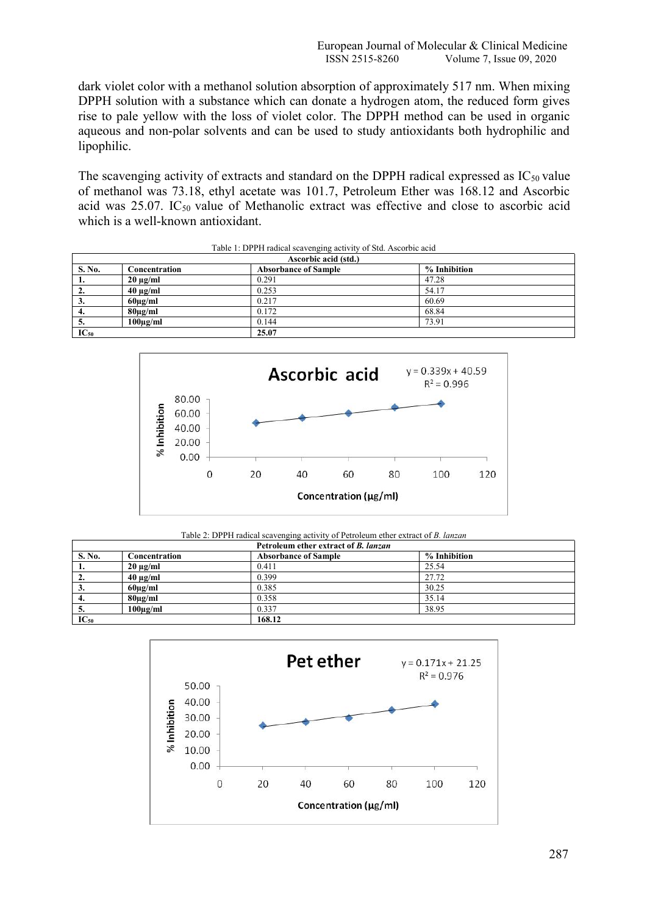dark violet color with a methanol solution absorption of approximately 517 nm. When mixing DPPH solution with a substance which can donate a hydrogen atom, the reduced form gives rise to pale yellow with the loss of violet color. The DPPH method can be used in organic aqueous and non-polar solvents and can be used to study antioxidants both hydrophilic and lipophilic.

The scavenging activity of extracts and standard on the DPPH radical expressed as $IC_{50}$ value of methanol was 73.18, ethyl acetate was 101.7, Petroleum Ether was 168.12 and Ascorbic acid was 25.07. $IC_{50}$ value of Methanolic extract was effective and close to ascorbic acid which is a well-known antioxidant.

Table 1: DPPH radical scavenging activity of Std. Ascorbic acid

| Ascorbic acid (std.) | | | |
|---|---|---|---|
| **S. No.** | **Concentration** | **Absorbance of Sample** | **% Inhibition** |
| **1.** | **20 µg/ml** | 0.291 | 47.28 |
| **2.** | **40 µg/ml** | 0.253 | 54.17 |
| **3.** | **60µg/ml** | 0.217 | 60.69 |
| **4.** | **80µg/ml** | 0.172 | 68.84 |
| **5.** | **100µg/ml** | 0.144 | 73.91 |
| **$IC_{50}$** | | **25.07** | |

Table 2: DPPH radical scavenging activity of Petroleum ether extract of *B. lanzan*

| Petroleum ether extract of *B. lanzan* | | | |
|---|---|---|---|
| **S. No.** | **Concentration** | **Absorbance of Sample** | **% Inhibition** |
| **1.** | **20 µg/ml** | 0.411 | 25.54 |
| **2.** | **40 µg/ml** | 0.399 | 27.72 |
| **3.** | **60µg/ml** | 0.385 | 30.25 |
| **4.** | **80µg/ml** | 0.358 | 35.14 |
| **5.** | **100µg/ml** | 0.337 | 38.95 |
| **$IC_{50}$** | | **168.12** | |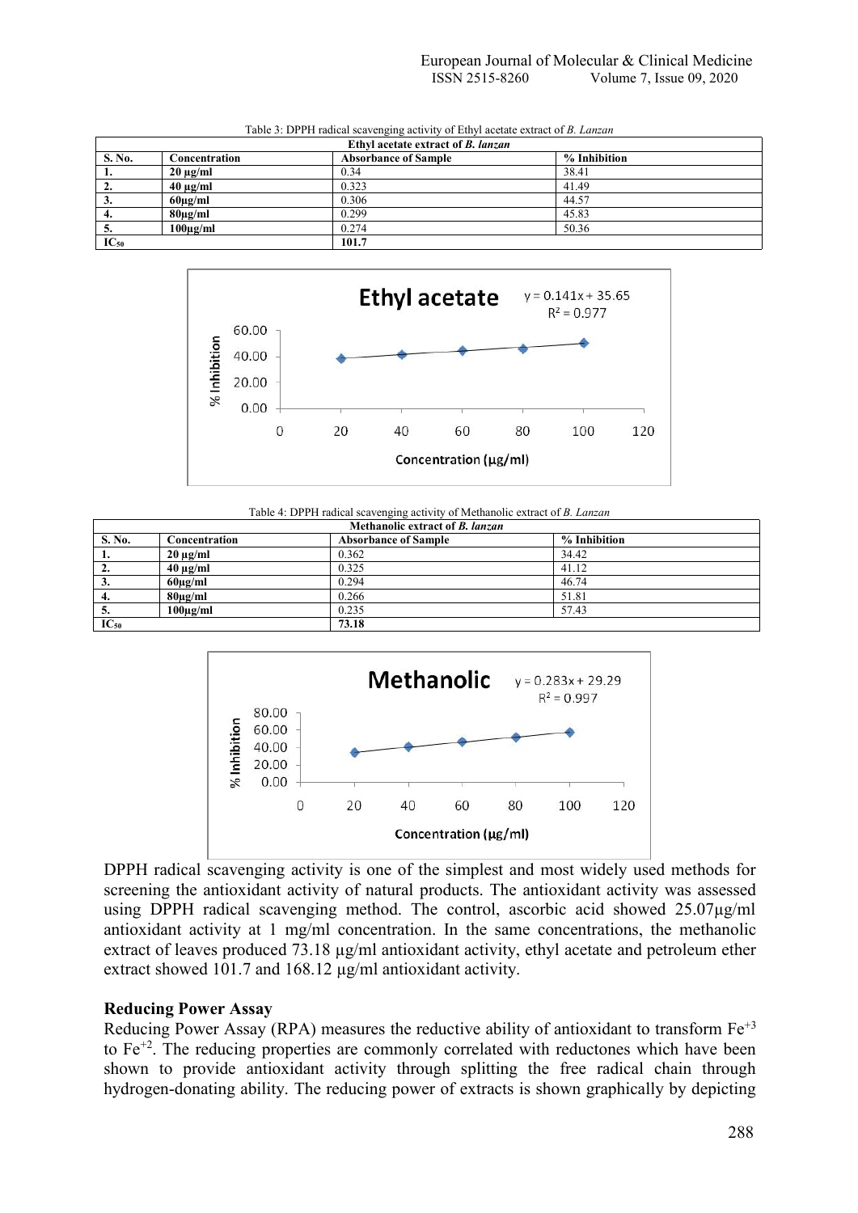Table 3: DPPH radical scavenging activity of Ethyl acetate extract of *B. Lanzan*

| Ethyl acetate extract of *B. lanzan* | | | |
|---|---|---|---|
| **S. No.** | **Concentration** | **Absorbance of Sample** | **% Inhibition** |
| **1.** | **20 µg/ml** | 0.34 | 38.41 |
| **2.** | **40 µg/ml** | 0.323 | 41.49 |
| **3.** | **60µg/ml** | 0.306 | 44.57 |
| **4.** | **80µg/ml** | 0.299 | 45.83 |
| **5.** | **100µg/ml** | 0.274 | 50.36 |
| **$IC_{50}$** | | **101.7** | |

Table 4: DPPH radical scavenging activity of Methanolic extract of *B. Lanzan*

| Methanolic extract of *B. lanzan* | | | |
|---|---|---|---|
| **S. No.** | **Concentration** | **Absorbance of Sample** | **% Inhibition** |
| **1.** | **20 µg/ml** | 0.362 | 34.42 |
| **2.** | **40 µg/ml** | 0.325 | 41.12 |
| **3.** | **60µg/ml** | 0.294 | 46.74 |
| **4.** | **80µg/ml** | 0.266 | 51.81 |
| **5.** | **100µg/ml** | 0.235 | 57.43 |
| **$IC_{50}$** | | **73.18** | |

DPPH radical scavenging activity is one of the simplest and most widely used methods for screening the antioxidant activity of natural products. The antioxidant activity was assessed using DPPH radical scavenging method. The control, ascorbic acid showed 25.07µg/ml antioxidant activity at 1 mg/ml concentration. In the same concentrations, the methanolic extract of leaves produced 73.18 µg/ml antioxidant activity, ethyl acetate and petroleum ether extract showed 101.7 and 168.12 µg/ml antioxidant activity.

## Reducing Power Assay

Reducing Power Assay (RPA) measures the reductive ability of antioxidant to transform $Fe^{+3}$ to $Fe^{+2}$. The reducing properties are commonly correlated with reductones which have been shown to provide antioxidant activity through splitting the free radical chain through hydrogen-donating ability. The reducing power of extracts is shown graphically by depicting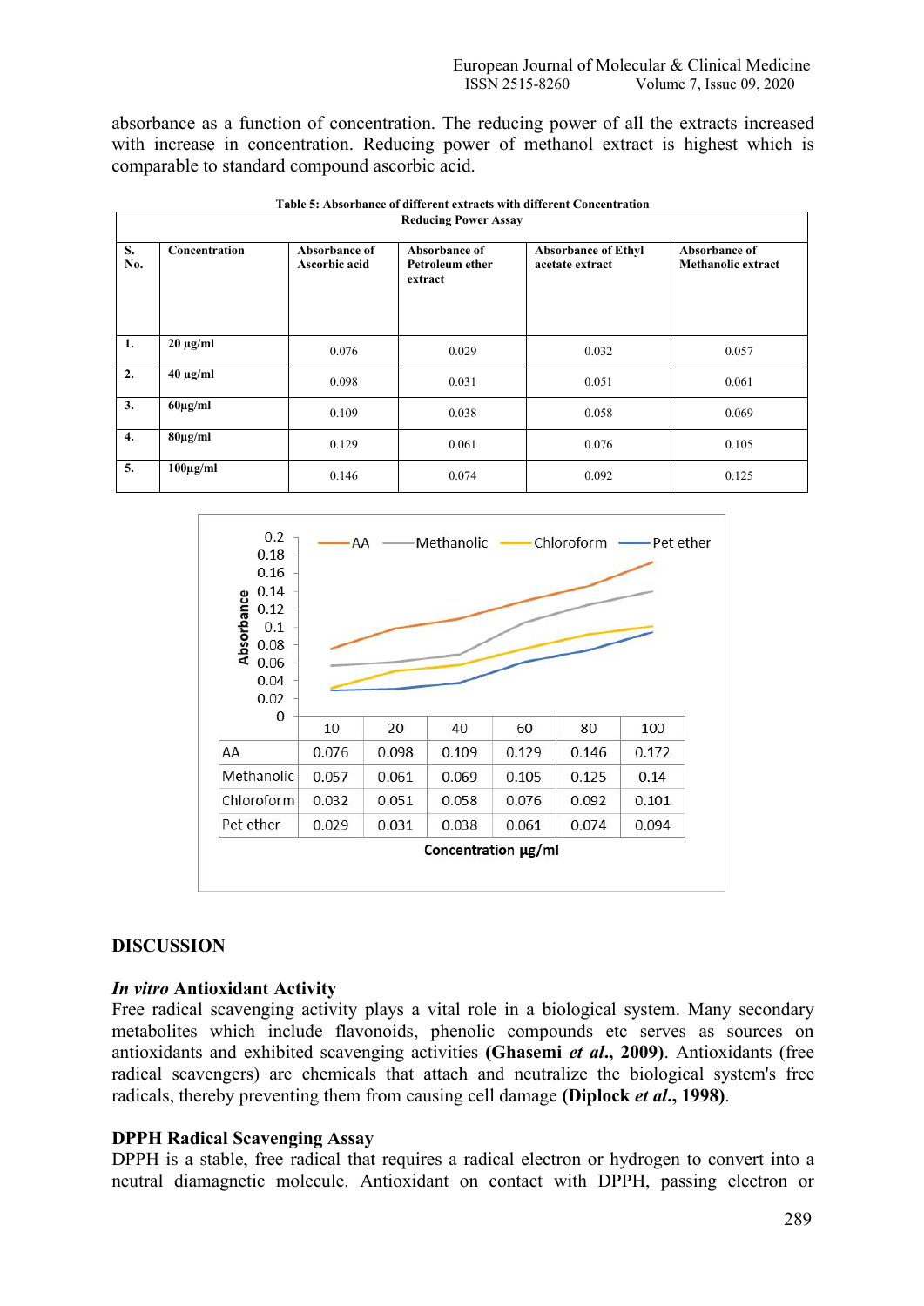absorbance as a function of concentration. The reducing power of all the extracts increased with increase in concentration. Reducing power of methanol extract is highest which is comparable to standard compound ascorbic acid.

**Table 5: Absorbance of different extracts with different Concentration**

**Reducing Power Assay**

| S. No. | Concentration | Absorbance of Ascorbic acid | Absorbance of Petroleum ether extract | Absorbance of Ethyl acetate extract | Absorbance of Methanolic extract |
|---|---|---|---|---|---|
| 1. | 20 μg/ml | 0.076 | 0.029 | 0.032 | 0.057 |
| 2. | 40 μg/ml | 0.098 | 0.031 | 0.051 | 0.061 |
| 3. | 60μg/ml | 0.109 | 0.038 | 0.058 | 0.069 |
| 4. | 80μg/ml | 0.129 | 0.061 | 0.076 | 0.105 |
| 5. | 100μg/ml | 0.146 | 0.074 | 0.092 | 0.125 |

| | 10 | 20 | 40 | 60 | 80 | 100 |
|---|---|---|---|---|---|---|
| AA | 0.076 | 0.098 | 0.109 | 0.129 | 0.146 | 0.172 |
| Methanolic | 0.057 | 0.061 | 0.069 | 0.105 | 0.125 | 0.14 |
| Chloroform | 0.032 | 0.051 | 0.058 | 0.076 | 0.092 | 0.101 |
| Pet ether | 0.029 | 0.031 | 0.038 | 0.061 | 0.074 | 0.094 |

Concentration μg/ml

## DISCUSSION

### *In vitro* Antioxidant Activity

Free radical scavenging activity plays a vital role in a biological system. Many secondary metabolites which include flavonoids, phenolic compounds etc serves as sources on antioxidants and exhibited scavenging activities **(Ghasemi *et al*., 2009)**. Antioxidants (free radical scavengers) are chemicals that attach and neutralize the biological system's free radicals, thereby preventing them from causing cell damage **(Diplock *et al*., 1998)**.

### DPPH Radical Scavenging Assay

DPPH is a stable, free radical that requires a radical electron or hydrogen to convert into a neutral diamagnetic molecule. Antioxidant on contact with DPPH, passing electron or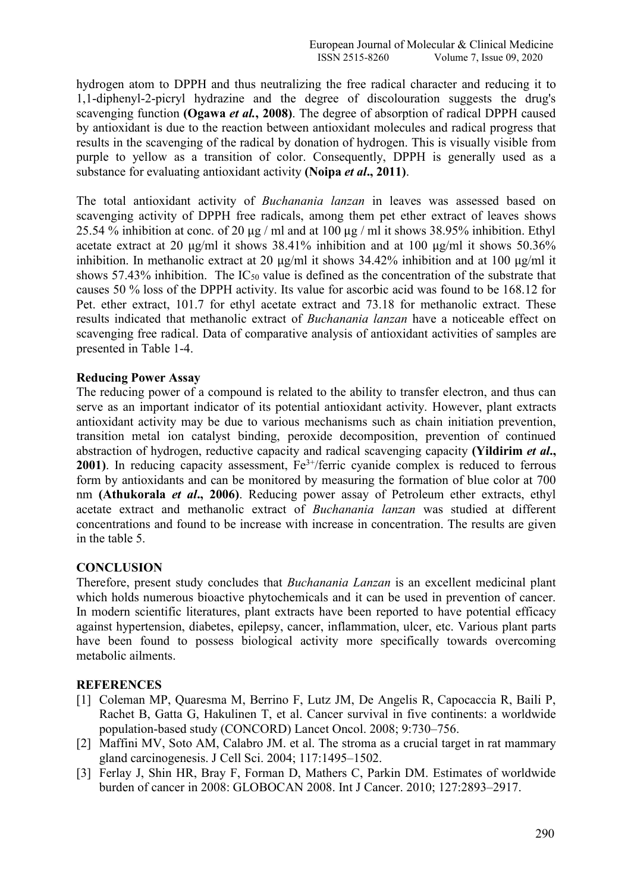hydrogen atom to DPPH and thus neutralizing the free radical character and reducing it to 1,1-diphenyl-2-picryl hydrazine and the degree of discolouration suggests the drug's scavenging function **(Ogawa *et al.*, 2008)**. The degree of absorption of radical DPPH caused by antioxidant is due to the reaction between antioxidant molecules and radical progress that results in the scavenging of the radical by donation of hydrogen. This is visually visible from purple to yellow as a transition of color. Consequently, DPPH is generally used as a substance for evaluating antioxidant activity **(Noipa *et al*., 2011)**.

The total antioxidant activity of *Buchanania lanzan* in leaves was assessed based on scavenging activity of DPPH free radicals, among them pet ether extract of leaves shows 25.54 % inhibition at conc. of 20 µg / ml and at 100 µg / ml it shows 38.95% inhibition. Ethyl acetate extract at 20 µg/ml it shows 38.41% inhibition and at 100 µg/ml it shows 50.36% inhibition. In methanolic extract at 20 µg/ml it shows 34.42% inhibition and at 100 µg/ml it shows 57.43% inhibition. The $IC_{50}$ value is defined as the concentration of the substrate that causes 50 % loss of the DPPH activity. Its value for ascorbic acid was found to be 168.12 for Pet. ether extract, 101.7 for ethyl acetate extract and 73.18 for methanolic extract. These results indicated that methanolic extract of *Buchanania lanzan* have a noticeable effect on scavenging free radical. Data of comparative analysis of antioxidant activities of samples are presented in Table 1-4.

**Reducing Power Assay**

The reducing power of a compound is related to the ability to transfer electron, and thus can serve as an important indicator of its potential antioxidant activity. However, plant extracts antioxidant activity may be due to various mechanisms such as chain initiation prevention, transition metal ion catalyst binding, peroxide decomposition, prevention of continued abstraction of hydrogen, reductive capacity and radical scavenging capacity **(Yildirim *et al*., 2001)**. In reducing capacity assessment, $Fe^{3+}$/ferric cyanide complex is reduced to ferrous form by antioxidants and can be monitored by measuring the formation of blue color at 700 nm **(Athukorala *et al*., 2006)**. Reducing power assay of Petroleum ether extracts, ethyl acetate extract and methanolic extract of *Buchanania lanzan* was studied at different concentrations and found to be increase with increase in concentration. The results are given in the table 5.

## CONCLUSION

Therefore, present study concludes that *Buchanania Lanzan* is an excellent medicinal plant which holds numerous bioactive phytochemicals and it can be used in prevention of cancer. In modern scientific literatures, plant extracts have been reported to have potential efficacy against hypertension, diabetes, epilepsy, cancer, inflammation, ulcer, etc. Various plant parts have been found to possess biological activity more specifically towards overcoming metabolic ailments.

## REFERENCES

[1] Coleman MP, Quaresma M, Berrino F, Lutz JM, De Angelis R, Capocaccia R, Baili P, Rachet B, Gatta G, Hakulinen T, et al. Cancer survival in five continents: a worldwide population-based study (CONCORD) Lancet Oncol. 2008; 9:730–756.

[2] Maffini MV, Soto AM, Calabro JM. et al. The stroma as a crucial target in rat mammary gland carcinogenesis. J Cell Sci. 2004; 117:1495–1502.

[3] Ferlay J, Shin HR, Bray F, Forman D, Mathers C, Parkin DM. Estimates of worldwide burden of cancer in 2008: GLOBOCAN 2008. Int J Cancer. 2010; 127:2893–2917.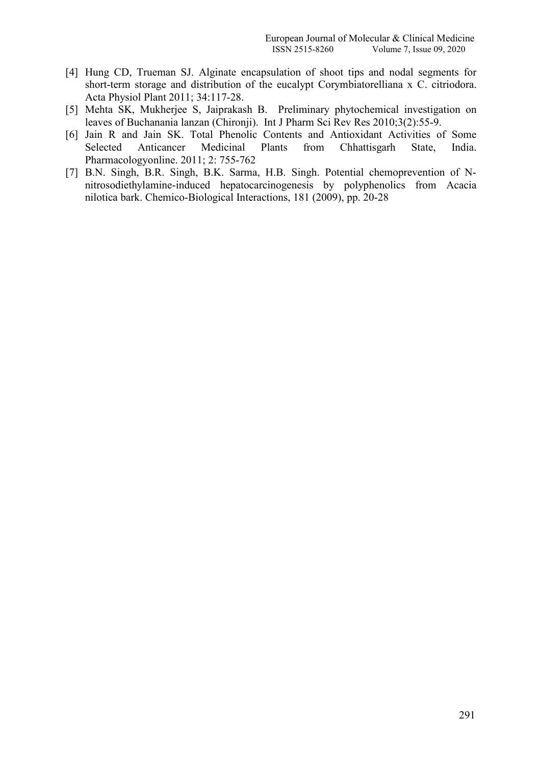[4] Hung CD, Trueman SJ. Alginate encapsulation of shoot tips and nodal segments for short-term storage and distribution of the eucalypt Corymbiatorelliana x C. citriodora. Acta Physiol Plant 2011; 34:117-28.

[5] Mehta SK, Mukherjee S, Jaiprakash B. Preliminary phytochemical investigation on leaves of Buchanania lanzan (Chironji). Int J Pharm Sci Rev Res 2010;3(2):55-9.

[6] Jain R and Jain SK. Total Phenolic Contents and Antioxidant Activities of Some Selected Anticancer Medicinal Plants from Chhattisgarh State, India. Pharmacologyonline. 2011; 2: 755-762

[7] B.N. Singh, B.R. Singh, B.K. Sarma, H.B. Singh. Potential chemoprevention of N-nitrosodiethylamine-induced hepatocarcinogenesis by polyphenolics from Acacia nilotica bark. Chemico-Biological Interactions, 181 (2009), pp. 20-28